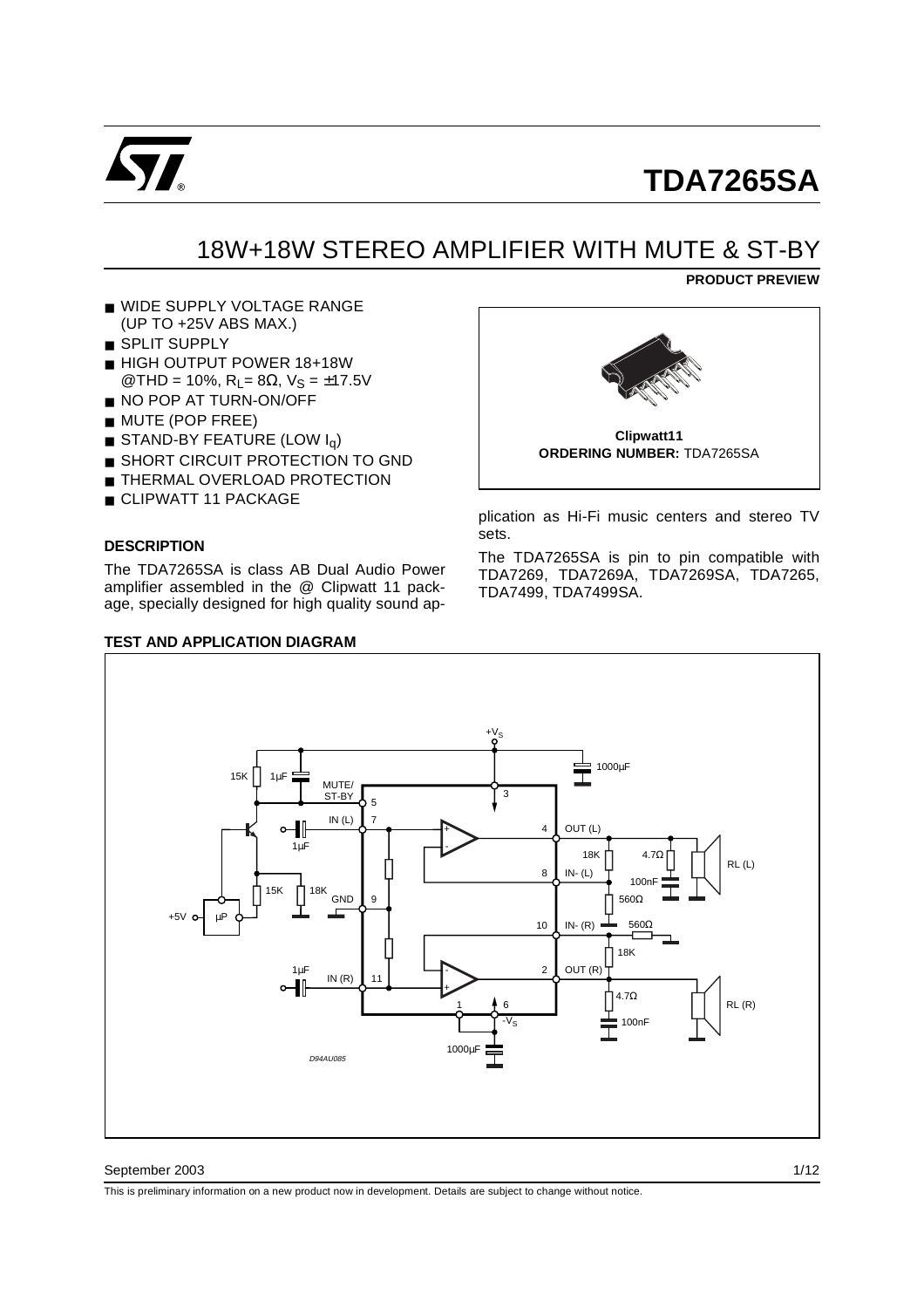# TDA7265SA

## 18W+18W STEREO AMPLIFIER WITH MUTE & ST-BY

**PRODUCT PREVIEW**

- WIDE SUPPLY VOLTAGE RANGE (UP TO +25V ABS MAX.)
- SPLIT SUPPLY
- HIGH OUTPUT POWER 18+18W @THD = 10%, $R_L$= 8Ω, $V_S$ = ±17.5V
- NO POP AT TURN-ON/OFF
- MUTE (POP FREE)
- STAND-BY FEATURE (LOW $I_q$)
- SHORT CIRCUIT PROTECTION TO GND
- THERMAL OVERLOAD PROTECTION
- CLIPWATT 11 PACKAGE

**Clipwatt11**
**ORDERING NUMBER:** TDA7265SA

### DESCRIPTION

The TDA7265SA is class AB Dual Audio Power amplifier assembled in the @ Clipwatt 11 package, specially designed for high quality sound application as Hi-Fi music centers and stereo TV sets.

The TDA7265SA is pin to pin compatible with TDA7269, TDA7269A, TDA7269SA, TDA7265, TDA7499, TDA7499SA.

### TEST AND APPLICATION DIAGRAM

+VS
1000µF
15K
1µF
MUTE/ ST-BY
5
3
IN (L)
7
1µF
4
OUT (L)
18K
4.7Ω
RL (L)
8
IN- (L)
100nF
15K
18K
GND
9
560Ω
+5V
µP
10
IN- (R)
560Ω
18K
1µF
IN (R)
11
2
OUT (R)
4.7Ω
RL (R)
1
6
-VS
100nF
1000µF
D94AU085

September 2003

This is preliminary information on a new product now in development. Details are subject to change without notice.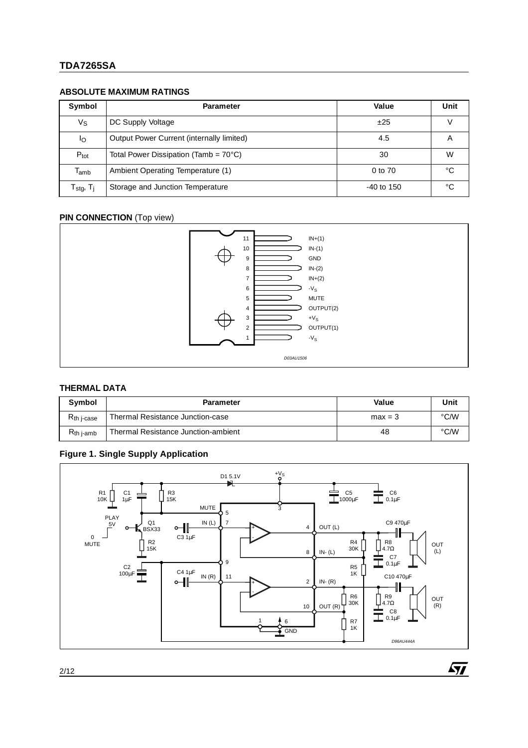## ABSOLUTE MAXIMUM RATINGS

| Symbol | Parameter | Value | Unit |
|---|---|---|---|
| $V_S$ | DC Supply Voltage | ±25 | V |
| $I_O$ | Output Power Current (internally limited) | 4.5 | A |
| $P_{tot}$ | Total Power Dissipation (Tamb = 70°C) | 30 | W |
| $T_{amb}$ | Ambient Operating Temperature (1) | 0 to 70 | °C |
| $T_{stg}$, $T_j$ | Storage and Junction Temperature | -40 to 150 | °C |

## PIN CONNECTION (Top view)

11 IN+(1)
10 IN-(1)
9 GND
8 IN-(2)
7 IN+(2)
6 $-V_S$
5 MUTE
4 OUTPUT(2)
3 $+V_S$
2 OUTPUT(1)
1 $-V_S$

D03AU1506

## THERMAL DATA

| Symbol | Parameter | Value | Unit |
|---|---|---|---|
| $R_{th\ j\text{-}case}$ | Thermal Resistance Junction-case | max = 3 | °C/W |
| $R_{th\ j\text{-}amb}$ | Thermal Resistance Junction-ambient | 48 | °C/W |

## Figure 1. Single Supply Application

D1 5.1V, $+V_S$, R1 10K, C1 1µF, R3 15K, C5 1000µF, C6 0.1µF, MUTE 5, PLAY 5V, Q1 BSX33, 0 MUTE, R2 15K, IN (L) 7, C3 1µF, 3, 4 OUT (L), C9 470µF, R4 30K, R8 4.7Ω, C7 0.1µF, OUT (L), 8 IN- (L), 9, R5 1K, C2 100µF, C4 1µF, IN (R) 11, 2 IN- (R), C10 470µF, R6 30K, R9 4.7Ω, C8 0.1µF, OUT (R), 10 OUT (R), R7 1K, 1, 6, GND

D96AU444A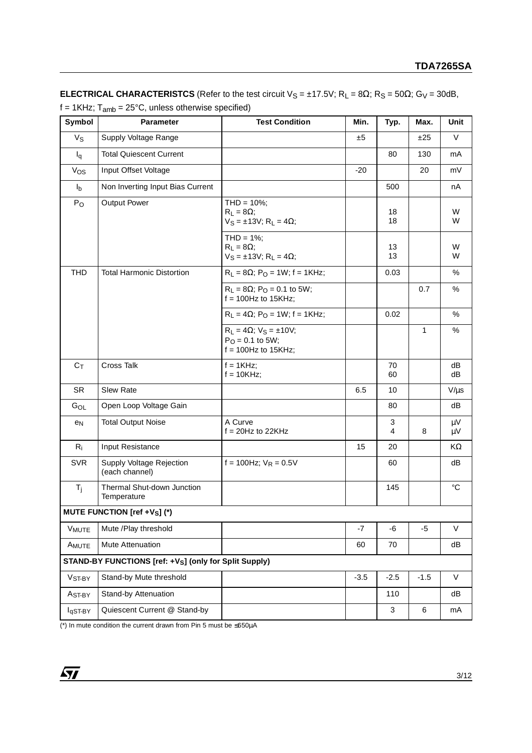**ELECTRICAL CHARACTERISTCS** (Refer to the test circuit $V_S$ = ±17.5V; $R_L$ = 8Ω; $R_S$ = 50Ω; $G_V$ = 30dB, f = 1KHz; $T_{amb}$ = 25°C, unless otherwise specified)

| Symbol | Parameter | Test Condition | Min. | Typ. | Max. | Unit |
|---|---|---|---|---|---|---|
| $V_S$ | Supply Voltage Range | | ±5 | | ±25 | V |
| $I_q$ | Total Quiescent Current | | | 80 | 130 | mA |
| $V_{OS}$ | Input Offset Voltage | | -20 | | 20 | mV |
| $I_b$ | Non Inverting Input Bias Current | | | 500 | | nA |
| $P_O$ | Output Power | THD = 10%; $R_L$ = 8Ω; $V_S$ = ±13V; $R_L$ = 4Ω; | | 18 18 | | W W |
| | | THD = 1%; $R_L$ = 8Ω; $V_S$ = ±13V; $R_L$ = 4Ω; | | 13 13 | | W W |
| THD | Total Harmonic Distortion | $R_L$ = 8Ω; $P_O$ = 1W; f = 1KHz; | | 0.03 | | % |
| | | $R_L$ = 8Ω; $P_O$ = 0.1 to 5W; f = 100Hz to 15KHz; | | | 0.7 | % |
| | | $R_L$ = 4Ω; $P_O$ = 1W; f = 1KHz; | | 0.02 | | % |
| | | $R_L$ = 4Ω; $V_S$ = ±10V; $P_O$ = 0.1 to 5W; f = 100Hz to 15KHz; | | | 1 | % |
| $C_T$ | Cross Talk | f = 1KHz; f = 10KHz; | | 70 60 | | dB dB |
| SR | Slew Rate | | 6.5 | 10 | | V/µs |
| $G_{OL}$ | Open Loop Voltage Gain | | | 80 | | dB |
| $e_N$ | Total Output Noise | A Curve f = 20Hz to 22KHz | | 3 4 | 8 | µV µV |
| $R_i$ | Input Resistance | | 15 | 20 | | KΩ |
| SVR | Supply Voltage Rejection (each channel) | f = 100Hz; $V_R$ = 0.5V | | 60 | | dB |
| $T_j$ | Thermal Shut-down Junction Temperature | | | 145 | | °C |
| **MUTE FUNCTION [ref +$V_S$] (*)** | | | | | | |
| $V_{MUTE}$ | Mute /Play threshold | | -7 | -6 | -5 | V |
| $A_{MUTE}$ | Mute Attenuation | | 60 | 70 | | dB |
| **STAND-BY FUNCTIONS [ref: +$V_S$] (only for Split Supply)** | | | | | | |
| $V_{ST-BY}$ | Stand-by Mute threshold | | -3.5 | -2.5 | -1.5 | V |
| $A_{ST-BY}$ | Stand-by Attenuation | | | 110 | | dB |
| $I_{qST-BY}$ | Quiescent Current @ Stand-by | | | 3 | 6 | mA |

(*) In mute condition the current drawn from Pin 5 must be ≤650µA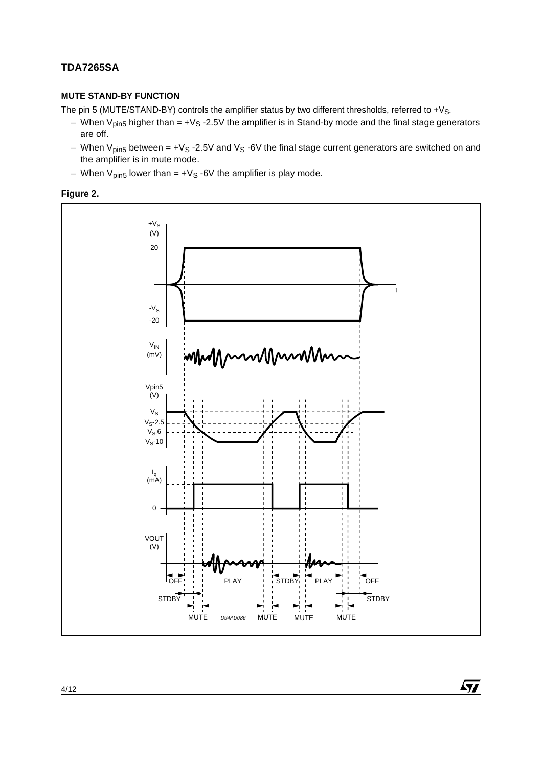## MUTE STAND-BY FUNCTION

The pin 5 (MUTE/STAND-BY) controls the amplifier status by two different thresholds, referred to $+V_S$.

- When $V_{pin5}$ higher than = $+V_S$ -2.5V the amplifier is in Stand-by mode and the final stage generators are off.
- When $V_{pin5}$ between = $+V_S$ -2.5V and $V_S$ -6V the final stage current generators are switched on and the amplifier is in mute mode.
- When $V_{pin5}$ lower than = $+V_S$ -6V the amplifier is play mode.

**Figure 2.**

$+V_S$ (V)
20
t
$-V_S$
-20
$V_{IN}$ (mV)
Vpin5 (V)
$V_S$
$V_S$-2.5
$V_S$-6
$V_S$-10
$I_q$ (mA)
0
VOUT (V)
OFF
PLAY
STDBY
PLAY
OFF
STDBY
STDBY
MUTE
D94AU086
MUTE
MUTE
MUTE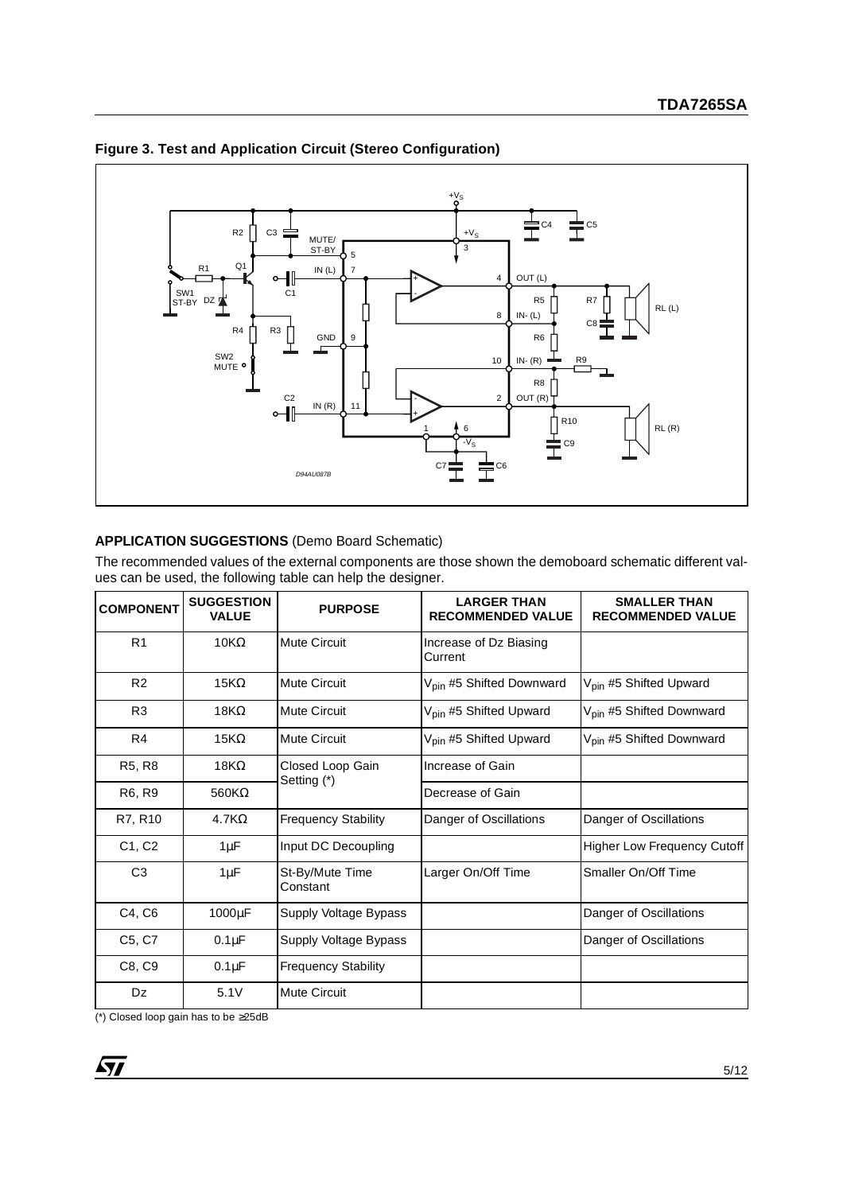**Figure 3. Test and Application Circuit (Stereo Configuration)**

+$V_S$

R2 C3 C4 C5

MUTE/ ST-BY

+$V_S$

3

5

R1 Q1

IN (L) 7

4 OUT (L)

C1

SW1 ST-BY DZ

R5 R7

RL (L)

8 IN- (L)

C8

R4 R3

GND 9

R6

SW2 MUTE

10 IN- (R) R9

R8

C2

IN (R) 11

2 OUT (R)

R10

RL (R)

1 6

$-V_S$

C9

C7 C6

D94AU087B

## APPLICATION SUGGESTIONS (Demo Board Schematic)

The recommended values of the external components are those shown the demoboard schematic different values can be used, the following table can help the designer.

| COMPONENT | SUGGESTION VALUE | PURPOSE | LARGER THAN RECOMMENDED VALUE | SMALLER THAN RECOMMENDED VALUE |
|---|---|---|---|---|
| R1 | 10KΩ | Mute Circuit | Increase of Dz Biasing Current | |
| R2 | 15KΩ | Mute Circuit | $V_{pin}$ #5 Shifted Downward | $V_{pin}$ #5 Shifted Upward |
| R3 | 18KΩ | Mute Circuit | $V_{pin}$ #5 Shifted Upward | $V_{pin}$ #5 Shifted Downward |
| R4 | 15KΩ | Mute Circuit | $V_{pin}$ #5 Shifted Upward | $V_{pin}$ #5 Shifted Downward |
| R5, R8 | 18KΩ | Closed Loop Gain Setting (*) | Increase of Gain | |
| R6, R9 | 560KΩ | | Decrease of Gain | |
| R7, R10 | 4.7KΩ | Frequency Stability | Danger of Oscillations | Danger of Oscillations |
| C1, C2 | 1µF | Input DC Decoupling | | Higher Low Frequency Cutoff |
| C3 | 1µF | St-By/Mute Time Constant | Larger On/Off Time | Smaller On/Off Time |
| C4, C6 | 1000µF | Supply Voltage Bypass | | Danger of Oscillations |
| C5, C7 | 0.1µF | Supply Voltage Bypass | | Danger of Oscillations |
| C8, C9 | 0.1µF | Frequency Stability | | |
| Dz | 5.1V | Mute Circuit | | |

(*) Closed loop gain has to be ≥25dB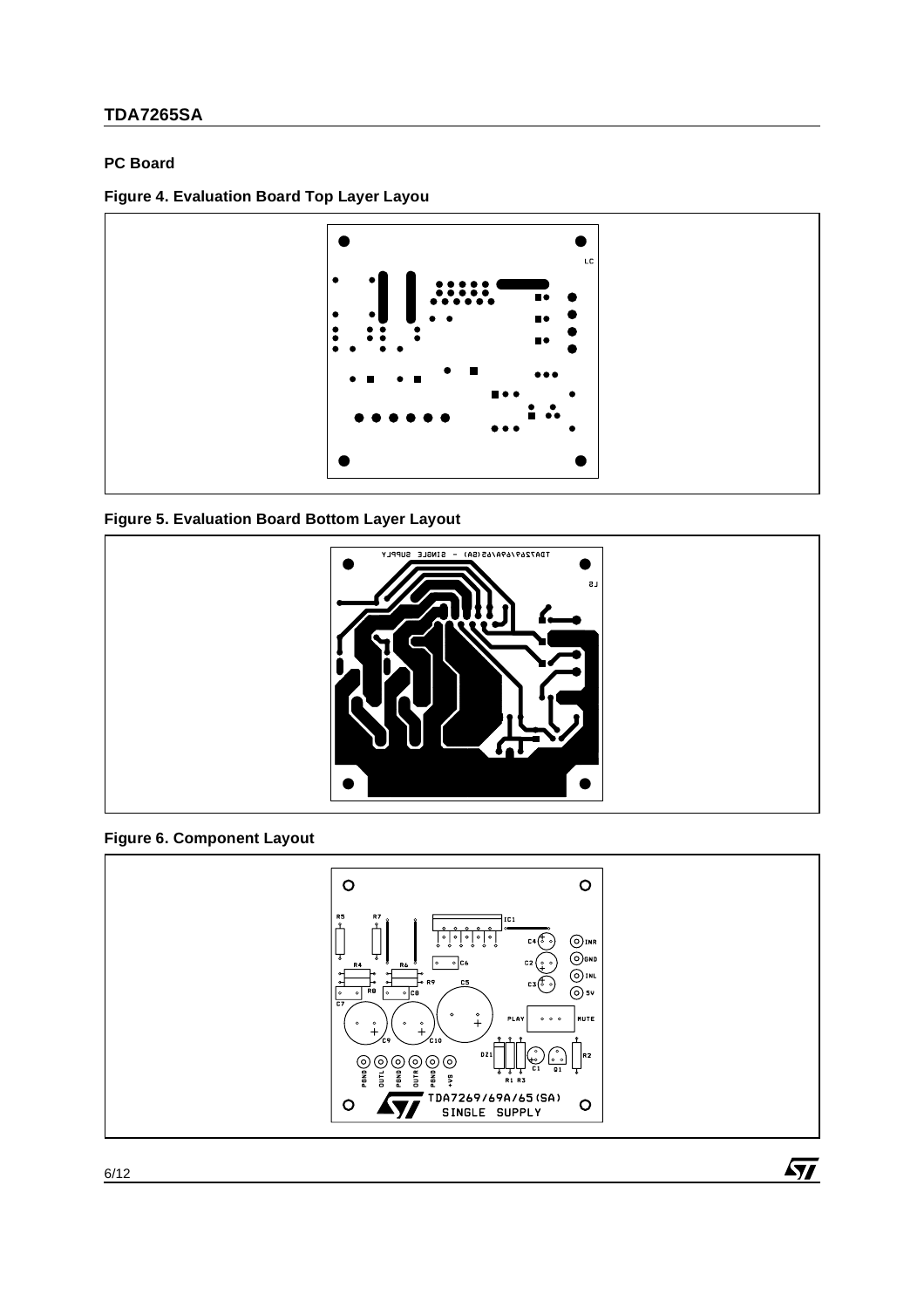## PC Board

**Figure 4. Evaluation Board Top Layer Layou**

**Figure 5. Evaluation Board Bottom Layer Layout**

**Figure 6. Component Layout**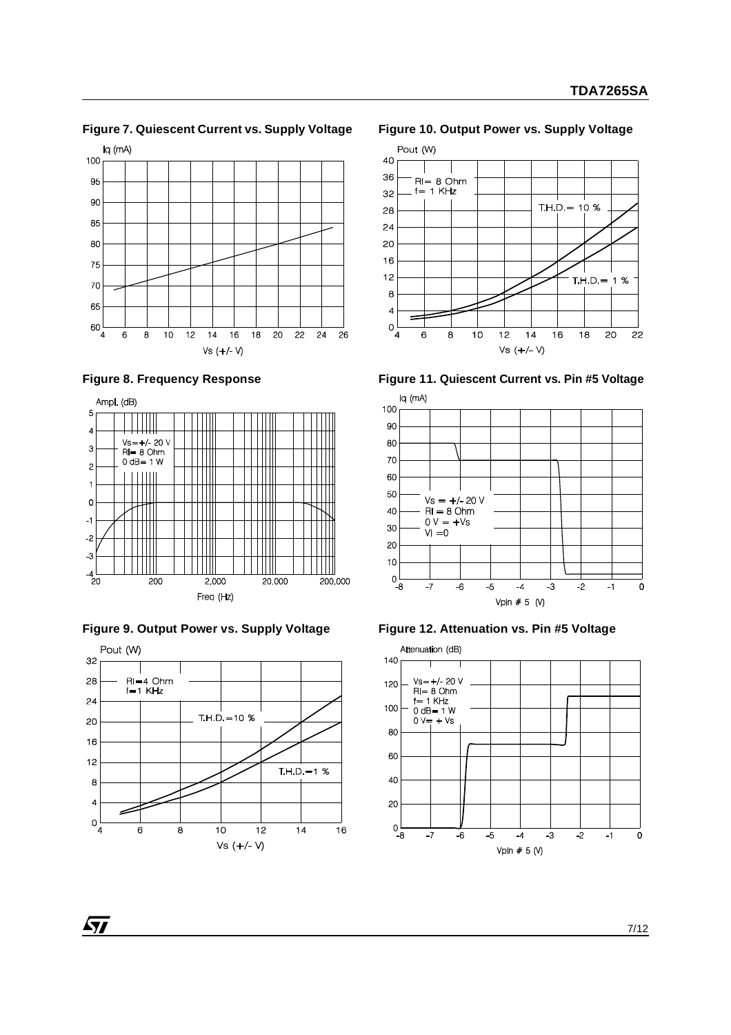**Figure 7. Quiescent Current vs. Supply Voltage**

Iq (mA)
100
95
90
85
80
75
70
65
60
4 6 8 10 12 14 16 18 20 22 24 26
Vs (+/- V)

**Figure 10. Output Power vs. Supply Voltage**

Pout (W)
40
36
32
28
24
20
16
12
8
4
0
Rl= 8 Ohm
f= 1 KHz
T.H.D.= 10 %
T.H.D.= 1 %
4 6 8 10 12 14 16 18 20 22
Vs (+/- V)

**Figure 8. Frequency Response**

Ampl. (dB)
5
4
3
2
1
0
-1
-2
-3
-4
Vs=+/- 20 V
Rl= 8 Ohm
0 dB= 1 W
20 200 2,000 20,000 200,000
Freq (Hz)

**Figure 11. Quiescent Current vs. Pin #5 Voltage**

Iq (mA)
100
90
80
70
60
50
40
30
20
10
0
Vs = +/- 20 V
Rl = 8 Ohm
0 V = +Vs
Vi =0
-8 -7 -6 -5 -4 -3 -2 -1 0
Vpin # 5 (V)

**Figure 9. Output Power vs. Supply Voltage**

Pout (W)
32
28
24
20
16
12
8
4
0
Rl=4 Ohm
f=1 KHz
T.H.D.=10 %
T.H.D.=1 %
4 6 8 10 12 14 16
Vs (+/- V)

**Figure 12. Attenuation vs. Pin #5 Voltage**

Attenuation (dB)
140
120
100
80
60
40
20
0
Vs=+/- 20 V
Rl= 8 Ohm
f= 1 KHz
0 dB= 1 W
0 V= + Vs
-8 -7 -6 -5 -4 -3 -2 -1 0
Vpin # 5 (V)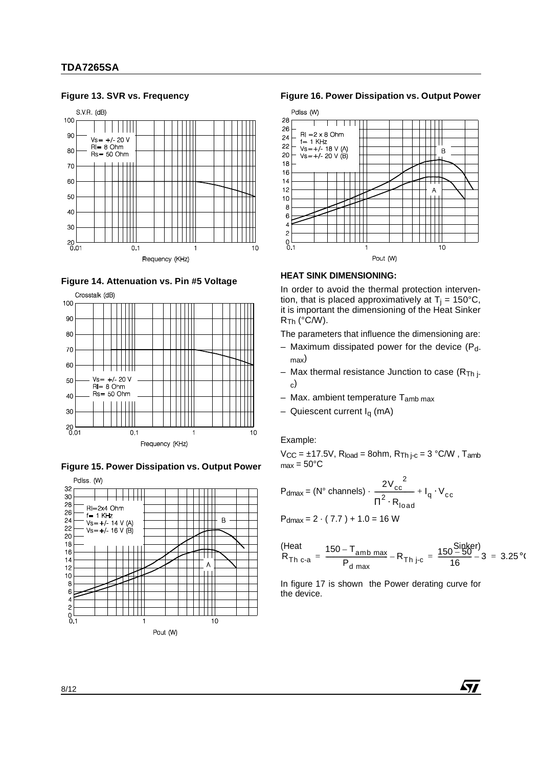**Figure 13. SVR vs. Frequency**

S.V.R. (dB)
100
90
80
70
60
50
40
30
20
0.01
0.1
1
10
Frequency (KHz)
Vs= +/- 20 V
Rl= 8 Ohm
Rs= 50 Ohm

**Figure 14. Attenuation vs. Pin #5 Voltage**

Crosstalk (dB)
100
90
80
70
60
50
40
30
20
0.01
0.1
1
10
Frequency (KHz)
Vs= +/- 20 V
Rl= 8 Ohm
Rs= 50 Ohm

**Figure 15. Power Dissipation vs. Output Power**

Pdiss. (W)
32
30
28
26
24
22
20
18
16
14
12
10
8
6
4
2
0
0.1
1
10
Pout (W)
Rl=2x4 Ohm
f= 1 KHz
Vs=+/- 14 V (A)
Vs=+/- 16 V (B)
A
B

**Figure 16. Power Dissipation vs. Output Power**

Pdiss (W)
28
26
24
22
20
18
16
14
12
10
8
6
4
2
0
0.1
1
10
Pout (W)
Rl =2 x 8 Ohm
f= 1 KHz
Vs=+/- 18 V (A)
Vs=+/- 20 V (B)
A
B

**HEAT SINK DIMENSIONING:**

In order to avoid the thermal protection intervention, that is placed approximatively at $T_j = 150°C$, it is important the dimensioning of the Heat Sinker $R_{Th}$ (°C/W).

The parameters that influence the dimensioning are:

- Maximum dissipated power for the device ($P_{d\text{-}max}$)
- Max thermal resistance Junction to case ($R_{Th\ j\text{-}c}$)
- Max. ambient temperature $T_{amb\ max}$
- Quiescent current $I_q$ (mA)

Example:

$V_{CC} = \pm 17.5V$, $R_{load}$ = 8ohm, $R_{Th\ j\text{-}c}$ = 3 °C/W , $T_{amb\ max}$ = 50°C

$$P_{dmax} = (\text{N° channels}) \cdot \frac{2V_{cc}^2}{\Pi^2 \cdot R_{load}} + I_q \cdot V_{cc}$$

$$P_{dmax} = 2 \cdot (7.7) + 1.0 = 16 \text{ W}$$

(Heat Sinker)

$$R_{Th\ c\text{-}a} = \frac{150 - T_{amb\ max}}{P_{d\ max}} - R_{Th\ j\text{-}c} = \frac{150 - 50}{16} - 3 = 3.25\,°C$$

In figure 17 is shown the Power derating curve for the device.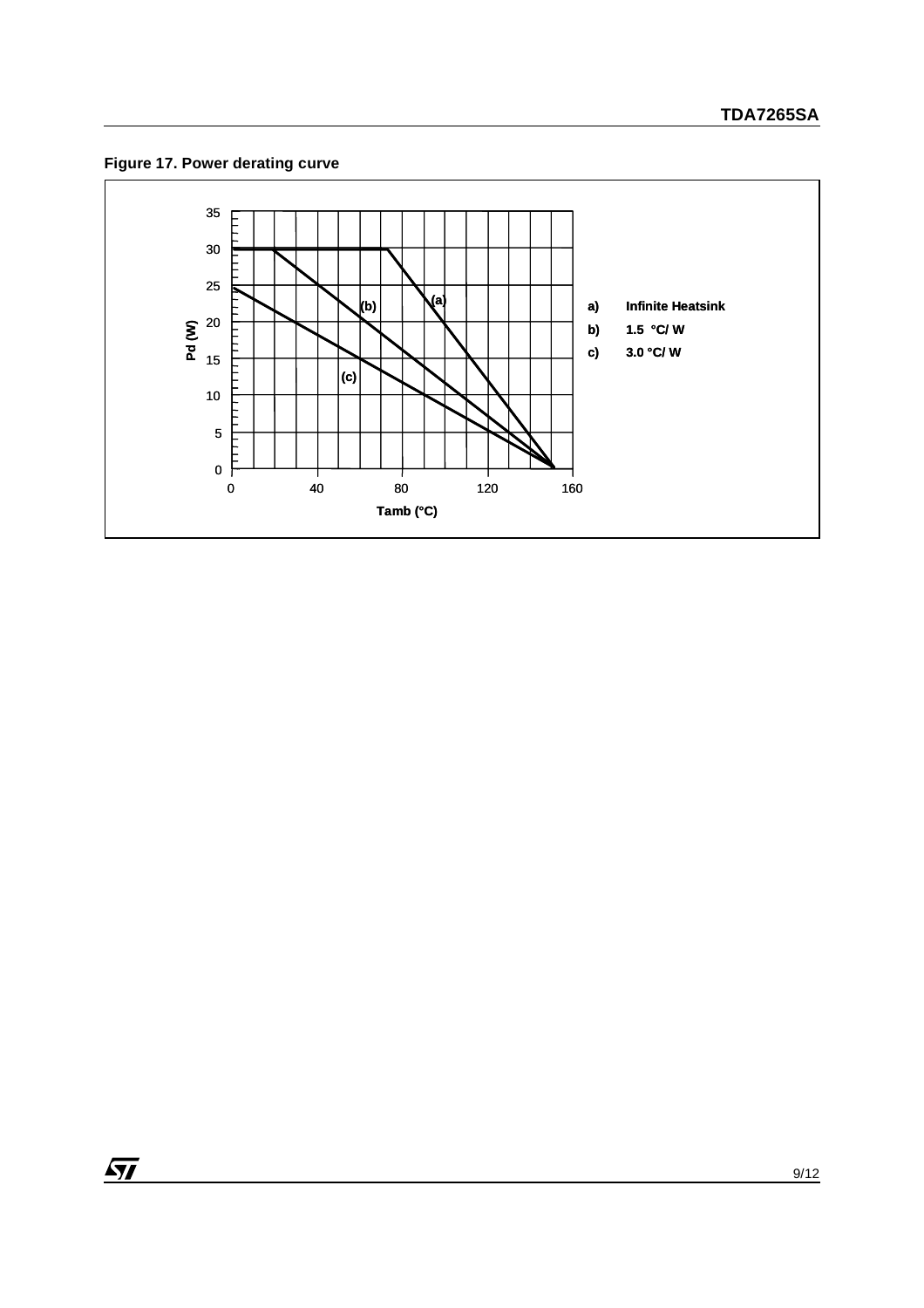**Figure 17. Power derating curve**

Pd (W)

35
30
25
20
15
10
5
0

0
40
80
120
160

Tamb (°C)

(a)
(b)
(c)

a) Infinite Heatsink
b) 1.5 °C/ W
c) 3.0 °C/ W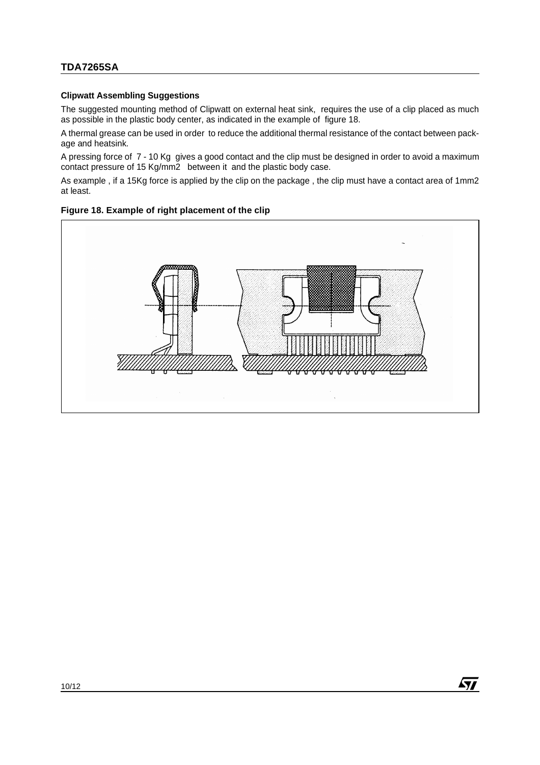### Clipwatt Assembling Suggestions

The suggested mounting method of Clipwatt on external heat sink, requires the use of a clip placed as much as possible in the plastic body center, as indicated in the example of figure 18.

A thermal grease can be used in order to reduce the additional thermal resistance of the contact between package and heatsink.

A pressing force of 7 - 10 Kg gives a good contact and the clip must be designed in order to avoid a maximum contact pressure of 15 Kg/mm2 between it and the plastic body case.

As example , if a 15Kg force is applied by the clip on the package , the clip must have a contact area of 1mm2 at least.

**Figure 18. Example of right placement of the clip**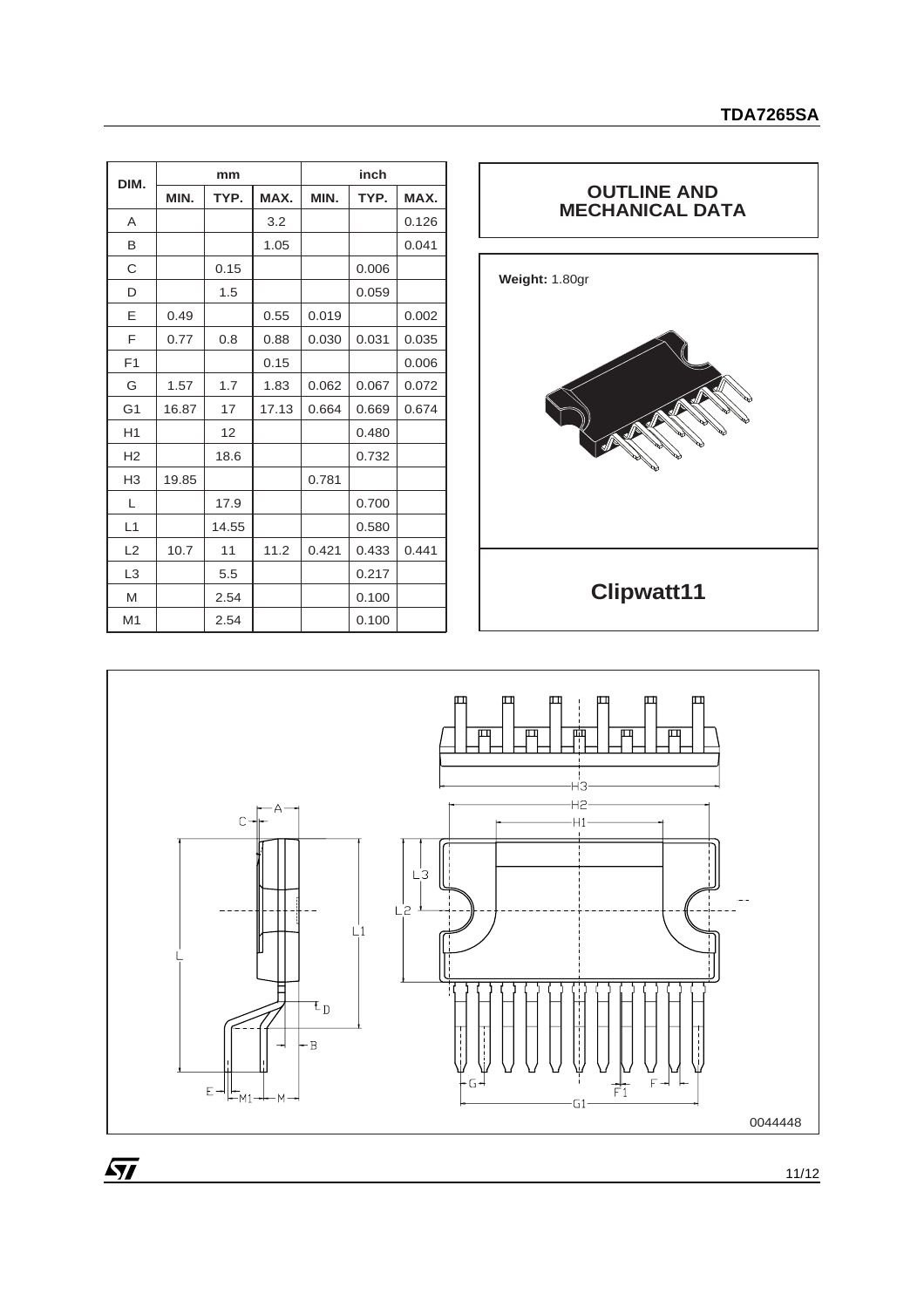| DIM. | mm | | | inch | | |
|---|---|---|---|---|---|---|
| | MIN. | TYP. | MAX. | MIN. | TYP. | MAX. |
| A | | | 3.2 | | | 0.126 |
| B | | | 1.05 | | | 0.041 |
| C | | 0.15 | | | 0.006 | |
| D | | 1.5 | | | 0.059 | |
| E | 0.49 | | 0.55 | 0.019 | | 0.002 |
| F | 0.77 | 0.8 | 0.88 | 0.030 | 0.031 | 0.035 |
| F1 | | | 0.15 | | | 0.006 |
| G | 1.57 | 1.7 | 1.83 | 0.062 | 0.067 | 0.072 |
| G1 | 16.87 | 17 | 17.13 | 0.664 | 0.669 | 0.674 |
| H1 | | 12 | | | 0.480 | |
| H2 | | 18.6 | | | 0.732 | |
| H3 | 19.85 | | | 0.781 | | |
| L | | 17.9 | | | 0.700 | |
| L1 | | 14.55 | | | 0.580 | |
| L2 | 10.7 | 11 | 11.2 | 0.421 | 0.433 | 0.441 |
| L3 | | 5.5 | | | 0.217 | |
| M | | 2.54 | | | 0.100 | |
| M1 | | 2.54 | | | 0.100 | |

## OUTLINE AND MECHANICAL DATA

**Weight:** 1.80gr

**Clipwatt11**

C A L L1 D B E M1 M H3 H2 H1 L3 L2 G F1 F G1

0044448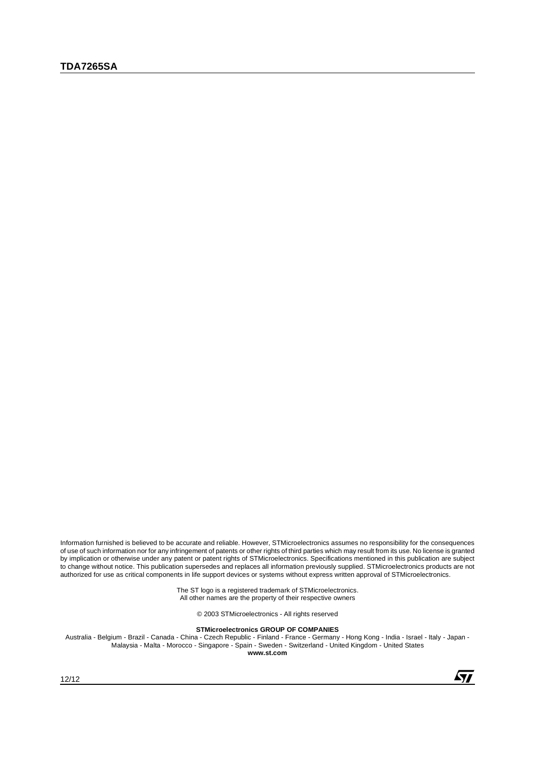Information furnished is believed to be accurate and reliable. However, STMicroelectronics assumes no responsibility for the consequences of use of such information nor for any infringement of patents or other rights of third parties which may result from its use. No license is granted by implication or otherwise under any patent or patent rights of STMicroelectronics. Specifications mentioned in this publication are subject to change without notice. This publication supersedes and replaces all information previously supplied. STMicroelectronics products are not authorized for use as critical components in life support devices or systems without express written approval of STMicroelectronics.

The ST logo is a registered trademark of STMicroelectronics.
All other names are the property of their respective owners

© 2003 STMicroelectronics - All rights reserved

**STMicroelectronics GROUP OF COMPANIES**

Australia - Belgium - Brazil - Canada - China - Czech Republic - Finland - France - Germany - Hong Kong - India - Israel - Italy - Japan - Malaysia - Malta - Morocco - Singapore - Spain - Sweden - Switzerland - United Kingdom - United States

**www.st.com**